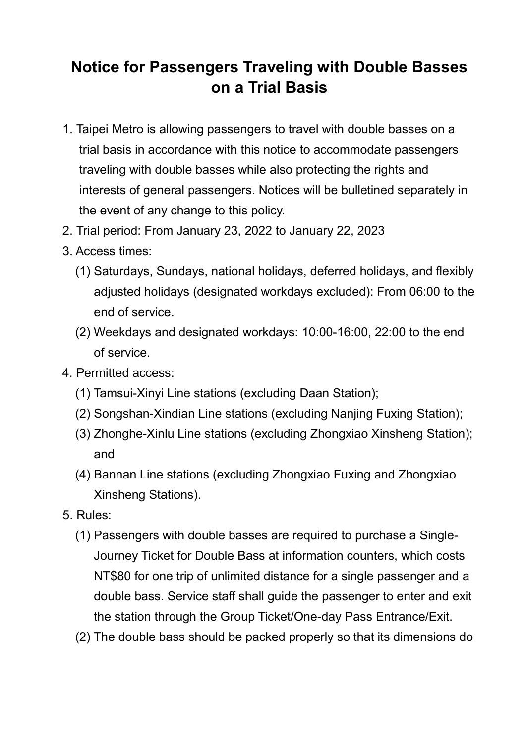# Notice for Passengers Traveling with Double Basses on a Trial Basis

1. Taipei Metro is allowing passengers to travel with double basses on a trial basis in accordance with this notice to accommodate passengers traveling with double basses while also protecting the rights and interests of general passengers. Notices will be bulletined separately in the event of any change to this policy.
2. Trial period: From January 23, 2022 to January 22, 2023
3. Access times:
   (1) Saturdays, Sundays, national holidays, deferred holidays, and flexibly adjusted holidays (designated workdays excluded): From 06:00 to the end of service.
   (2) Weekdays and designated workdays: 10:00-16:00, 22:00 to the end of service.
4. Permitted access:
   (1) Tamsui-Xinyi Line stations (excluding Daan Station);
   (2) Songshan-Xindian Line stations (excluding Nanjing Fuxing Station);
   (3) Zhonghe-Xinlu Line stations (excluding Zhongxiao Xinsheng Station); and
   (4) Bannan Line stations (excluding Zhongxiao Fuxing and Zhongxiao Xinsheng Stations).
5. Rules:
   (1) Passengers with double basses are required to purchase a Single-Journey Ticket for Double Bass at information counters, which costs NT$80 for one trip of unlimited distance for a single passenger and a double bass. Service staff shall guide the passenger to enter and exit the station through the Group Ticket/One-day Pass Entrance/Exit.
   (2) The double bass should be packed properly so that its dimensions do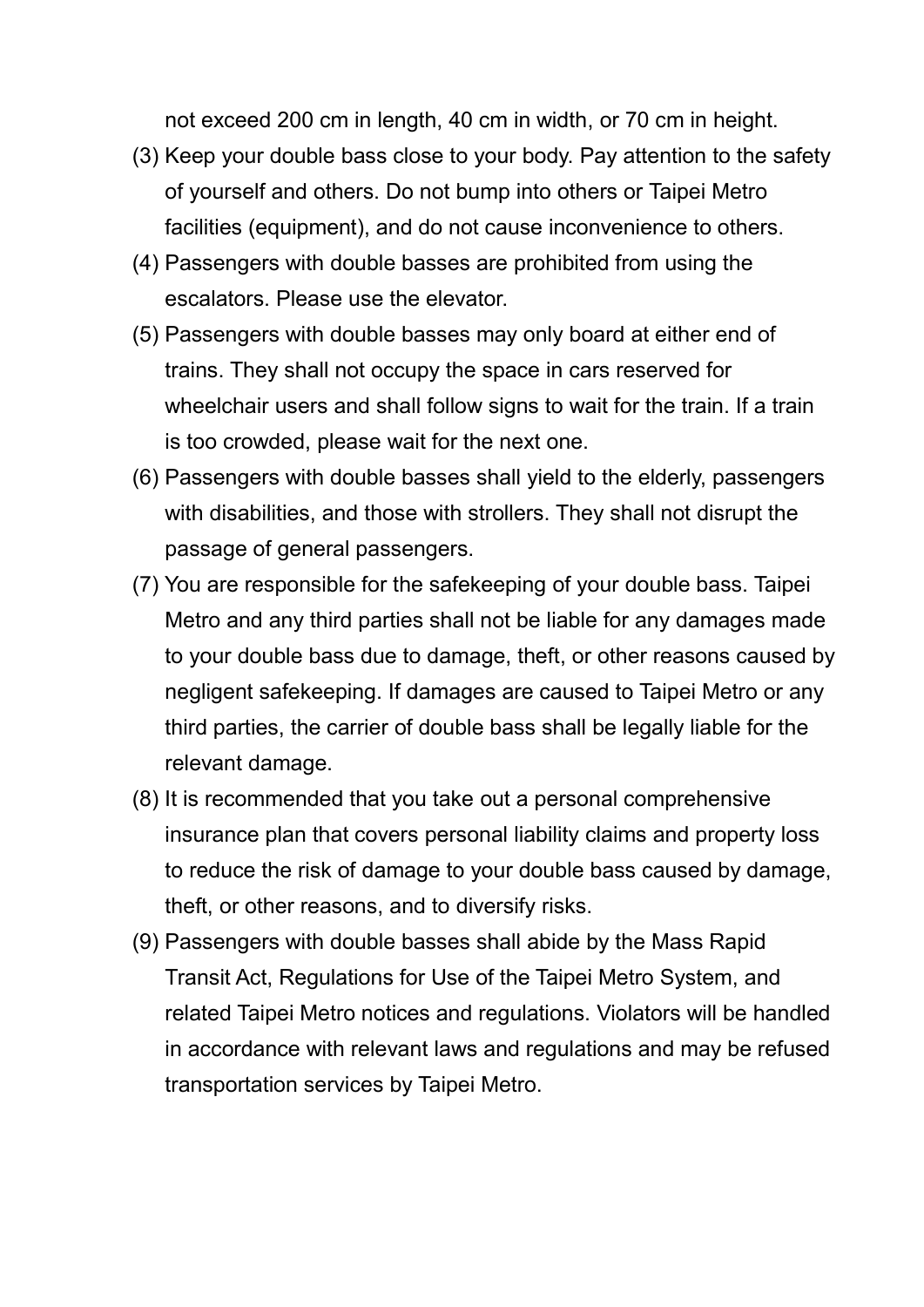not exceed 200 cm in length, 40 cm in width, or 70 cm in height.

(3) Keep your double bass close to your body. Pay attention to the safety of yourself and others. Do not bump into others or Taipei Metro facilities (equipment), and do not cause inconvenience to others.

(4) Passengers with double basses are prohibited from using the escalators. Please use the elevator.

(5) Passengers with double basses may only board at either end of trains. They shall not occupy the space in cars reserved for wheelchair users and shall follow signs to wait for the train. If a train is too crowded, please wait for the next one.

(6) Passengers with double basses shall yield to the elderly, passengers with disabilities, and those with strollers. They shall not disrupt the passage of general passengers.

(7) You are responsible for the safekeeping of your double bass. Taipei Metro and any third parties shall not be liable for any damages made to your double bass due to damage, theft, or other reasons caused by negligent safekeeping. If damages are caused to Taipei Metro or any third parties, the carrier of double bass shall be legally liable for the relevant damage.

(8) It is recommended that you take out a personal comprehensive insurance plan that covers personal liability claims and property loss to reduce the risk of damage to your double bass caused by damage, theft, or other reasons, and to diversify risks.

(9) Passengers with double basses shall abide by the Mass Rapid Transit Act, Regulations for Use of the Taipei Metro System, and related Taipei Metro notices and regulations. Violators will be handled in accordance with relevant laws and regulations and may be refused transportation services by Taipei Metro.